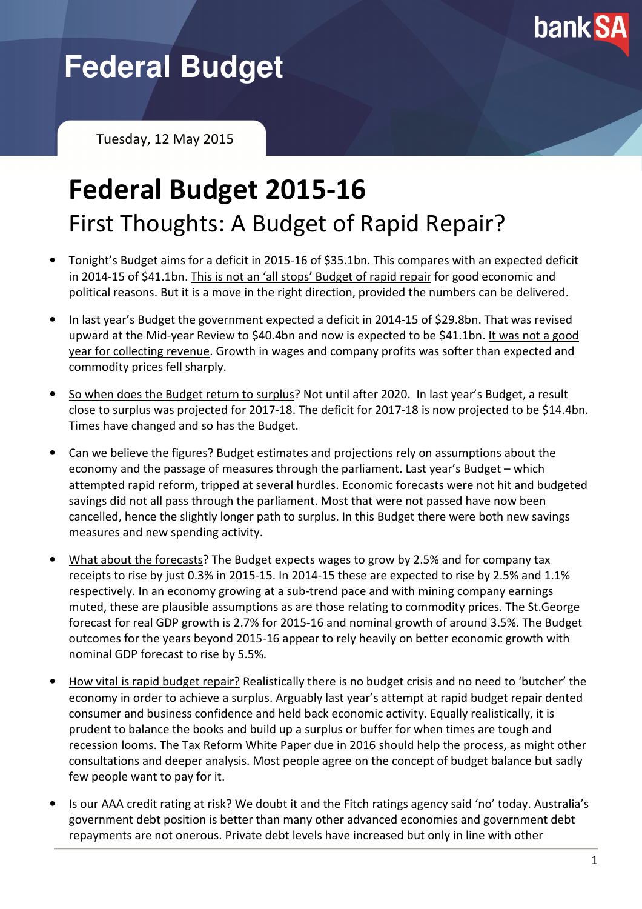# Federal Budget

Tuesday, 12 May 2015

## Federal Budget 2015-16

### First Thoughts: A Budget of Rapid Repair?

- Tonight's Budget aims for a deficit in 2015-16 of $35.1bn. This compares with an expected deficit in 2014-15 of $41.1bn. This is not an 'all stops' Budget of rapid repair for good economic and political reasons. But it is a move in the right direction, provided the numbers can be delivered.
- In last year's Budget the government expected a deficit in 2014-15 of $29.8bn. That was revised upward at the Mid-year Review to $40.4bn and now is expected to be $41.1bn. It was not a good year for collecting revenue. Growth in wages and company profits was softer than expected and commodity prices fell sharply.
- So when does the Budget return to surplus? Not until after 2020. In last year's Budget, a result close to surplus was projected for 2017-18. The deficit for 2017-18 is now projected to be $14.4bn. Times have changed and so has the Budget.
- Can we believe the figures? Budget estimates and projections rely on assumptions about the economy and the passage of measures through the parliament. Last year's Budget – which attempted rapid reform, tripped at several hurdles. Economic forecasts were not hit and budgeted savings did not all pass through the parliament. Most that were not passed have now been cancelled, hence the slightly longer path to surplus. In this Budget there were both new savings measures and new spending activity.
- What about the forecasts? The Budget expects wages to grow by 2.5% and for company tax receipts to rise by just 0.3% in 2015-15. In 2014-15 these are expected to rise by 2.5% and 1.1% respectively. In an economy growing at a sub-trend pace and with mining company earnings muted, these are plausible assumptions as are those relating to commodity prices. The St.George forecast for real GDP growth is 2.7% for 2015-16 and nominal growth of around 3.5%. The Budget outcomes for the years beyond 2015-16 appear to rely heavily on better economic growth with nominal GDP forecast to rise by 5.5%.
- How vital is rapid budget repair? Realistically there is no budget crisis and no need to 'butcher' the economy in order to achieve a surplus. Arguably last year's attempt at rapid budget repair dented consumer and business confidence and held back economic activity. Equally realistically, it is prudent to balance the books and build up a surplus or buffer for when times are tough and recession looms. The Tax Reform White Paper due in 2016 should help the process, as might other consultations and deeper analysis. Most people agree on the concept of budget balance but sadly few people want to pay for it.
- Is our AAA credit rating at risk? We doubt it and the Fitch ratings agency said 'no' today. Australia's government debt position is better than many other advanced economies and government debt repayments are not onerous. Private debt levels have increased but only in line with other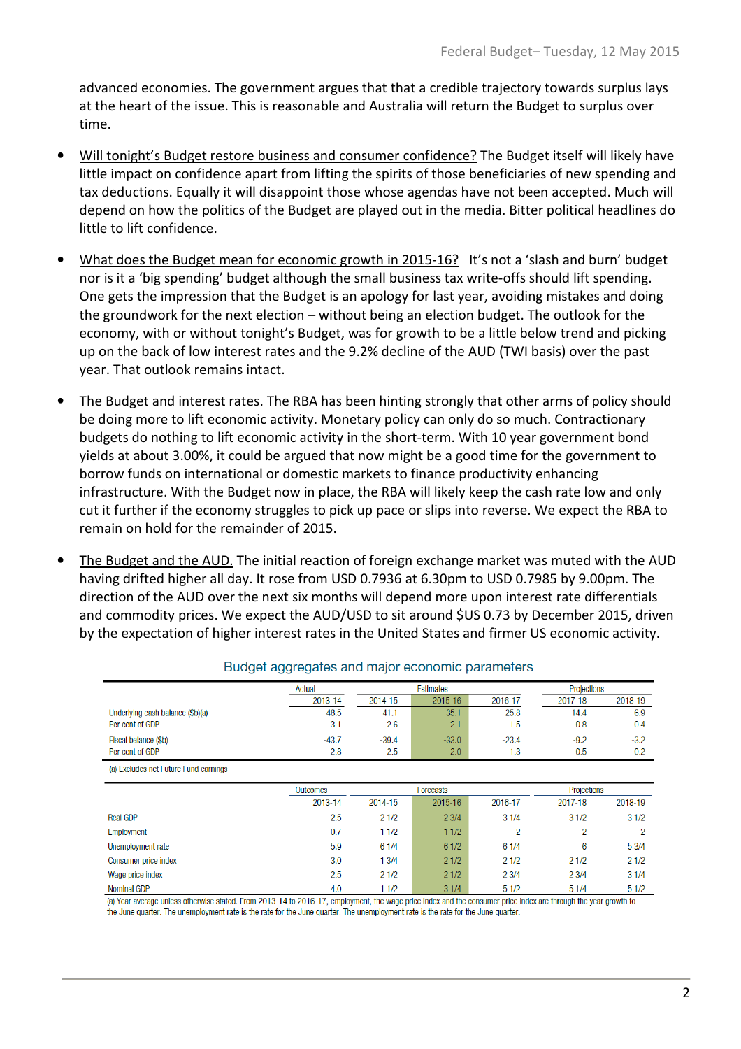advanced economies. The government argues that that a credible trajectory towards surplus lays at the heart of the issue. This is reasonable and Australia will return the Budget to surplus over time.

- Will tonight's Budget restore business and consumer confidence? The Budget itself will likely have little impact on confidence apart from lifting the spirits of those beneficiaries of new spending and tax deductions. Equally it will disappoint those whose agendas have not been accepted. Much will depend on how the politics of the Budget are played out in the media. Bitter political headlines do little to lift confidence.

- What does the Budget mean for economic growth in 2015-16? It's not a 'slash and burn' budget nor is it a 'big spending' budget although the small business tax write-offs should lift spending. One gets the impression that the Budget is an apology for last year, avoiding mistakes and doing the groundwork for the next election – without being an election budget. The outlook for the economy, with or without tonight's Budget, was for growth to be a little below trend and picking up on the back of low interest rates and the 9.2% decline of the AUD (TWI basis) over the past year. That outlook remains intact.

- The Budget and interest rates. The RBA has been hinting strongly that other arms of policy should be doing more to lift economic activity. Monetary policy can only do so much. Contractionary budgets do nothing to lift economic activity in the short-term. With 10 year government bond yields at about 3.00%, it could be argued that now might be a good time for the government to borrow funds on international or domestic markets to finance productivity enhancing infrastructure. With the Budget now in place, the RBA will likely keep the cash rate low and only cut it further if the economy struggles to pick up pace or slips into reverse. We expect the RBA to remain on hold for the remainder of 2015.

- The Budget and the AUD. The initial reaction of foreign exchange market was muted with the AUD having drifted higher all day. It rose from USD 0.7936 at 6.30pm to USD 0.7985 by 9.00pm. The direction of the AUD over the next six months will depend more upon interest rate differentials and commodity prices. We expect the AUD/USD to sit around $US 0.73 by December 2015, driven by the expectation of higher interest rates in the United States and firmer US economic activity.

### Budget aggregates and major economic parameters

| | Actual | Estimates | | | Projections | |
|---|---|---|---|---|---|---|
| | 2013-14 | 2014-15 | 2015-16 | 2016-17 | 2017-18 | 2018-19 |
| Underlying cash balance ($b)(a) | -48.5 | -41.1 | -35.1 | -25.8 | -14.4 | -6.9 |
| Per cent of GDP | -3.1 | -2.6 | -2.1 | -1.5 | -0.8 | -0.4 |
| Fiscal balance ($b) | -43.7 | -39.4 | -33.0 | -23.4 | -9.2 | -3.2 |
| Per cent of GDP | -2.8 | -2.5 | -2.0 | -1.3 | -0.5 | -0.2 |

(a) Excludes net Future Fund earnings

| | Outcomes | Forecasts | | | Projections | |
|---|---|---|---|---|---|---|
| | 2013-14 | 2014-15 | 2015-16 | 2016-17 | 2017-18 | 2018-19 |
| Real GDP | 2.5 | 2 1/2 | 2 3/4 | 3 1/4 | 3 1/2 | 3 1/2 |
| Employment | 0.7 | 1 1/2 | 1 1/2 | 2 | 2 | 2 |
| Unemployment rate | 5.9 | 6 1/4 | 6 1/2 | 6 1/4 | 6 | 5 3/4 |
| Consumer price index | 3.0 | 1 3/4 | 2 1/2 | 2 1/2 | 2 1/2 | 2 1/2 |
| Wage price index | 2.5 | 2 1/2 | 2 1/2 | 2 3/4 | 2 3/4 | 3 1/4 |
| Nominal GDP | 4.0 | 1 1/2 | 3 1/4 | 5 1/2 | 5 1/4 | 5 1/2 |

(a) Year average unless otherwise stated. From 2013-14 to 2016-17, employment, the wage price index and the consumer price index are through the year growth to the June quarter. The unemployment rate is the rate for the June quarter. The unemployment rate is the rate for the June quarter.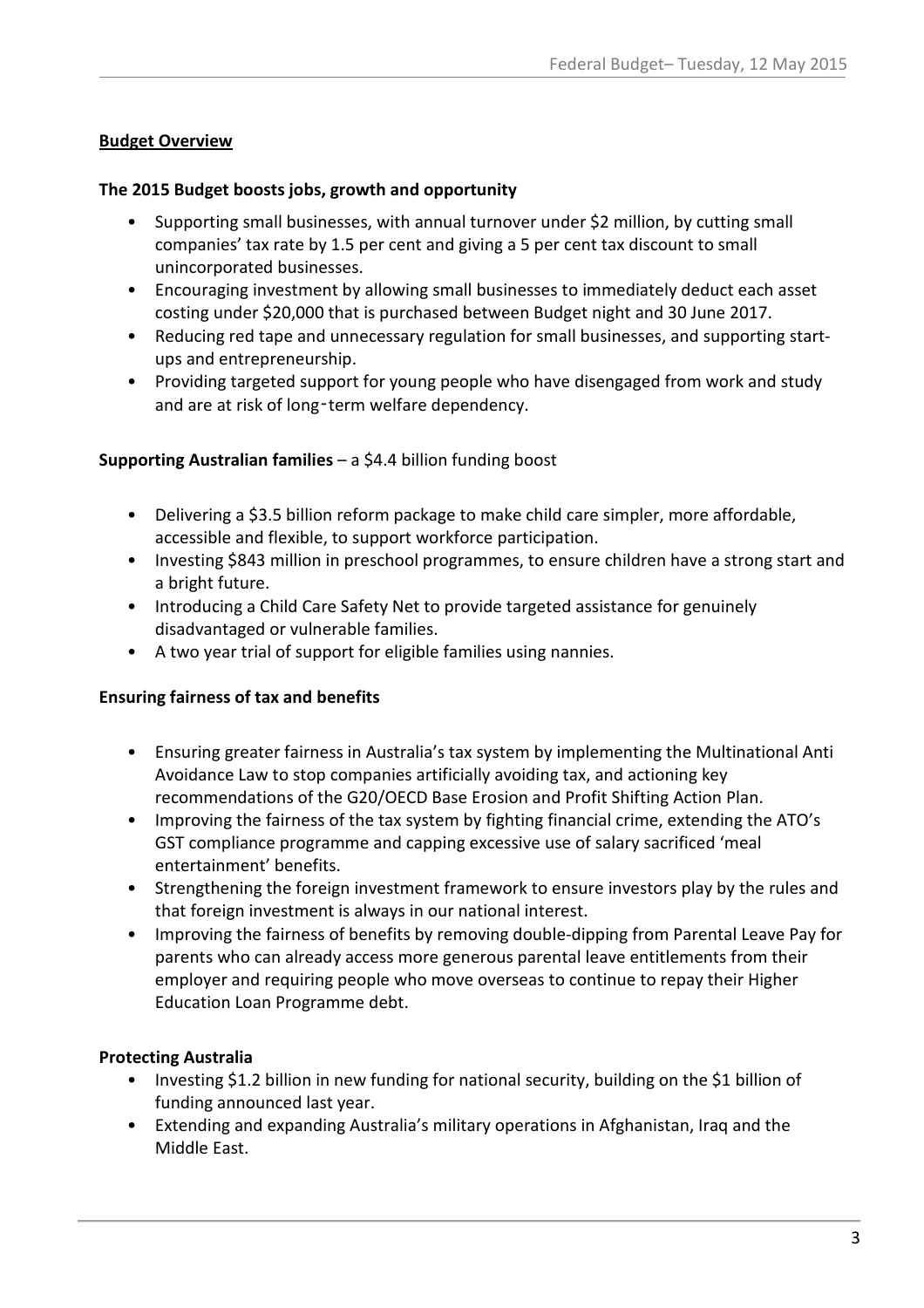## Budget Overview

### The 2015 Budget boosts jobs, growth and opportunity

- Supporting small businesses, with annual turnover under $2 million, by cutting small companies' tax rate by 1.5 per cent and giving a 5 per cent tax discount to small unincorporated businesses.
- Encouraging investment by allowing small businesses to immediately deduct each asset costing under $20,000 that is purchased between Budget night and 30 June 2017.
- Reducing red tape and unnecessary regulation for small businesses, and supporting start-ups and entrepreneurship.
- Providing targeted support for young people who have disengaged from work and study and are at risk of long-term welfare dependency.

**Supporting Australian families** – a $4.4 billion funding boost

- Delivering a $3.5 billion reform package to make child care simpler, more affordable, accessible and flexible, to support workforce participation.
- Investing $843 million in preschool programmes, to ensure children have a strong start and a bright future.
- Introducing a Child Care Safety Net to provide targeted assistance for genuinely disadvantaged or vulnerable families.
- A two year trial of support for eligible families using nannies.

### Ensuring fairness of tax and benefits

- Ensuring greater fairness in Australia's tax system by implementing the Multinational Anti Avoidance Law to stop companies artificially avoiding tax, and actioning key recommendations of the G20/OECD Base Erosion and Profit Shifting Action Plan.
- Improving the fairness of the tax system by fighting financial crime, extending the ATO's GST compliance programme and capping excessive use of salary sacrificed 'meal entertainment' benefits.
- Strengthening the foreign investment framework to ensure investors play by the rules and that foreign investment is always in our national interest.
- Improving the fairness of benefits by removing double-dipping from Parental Leave Pay for parents who can already access more generous parental leave entitlements from their employer and requiring people who move overseas to continue to repay their Higher Education Loan Programme debt.

### Protecting Australia

- Investing $1.2 billion in new funding for national security, building on the $1 billion of funding announced last year.
- Extending and expanding Australia's military operations in Afghanistan, Iraq and the Middle East.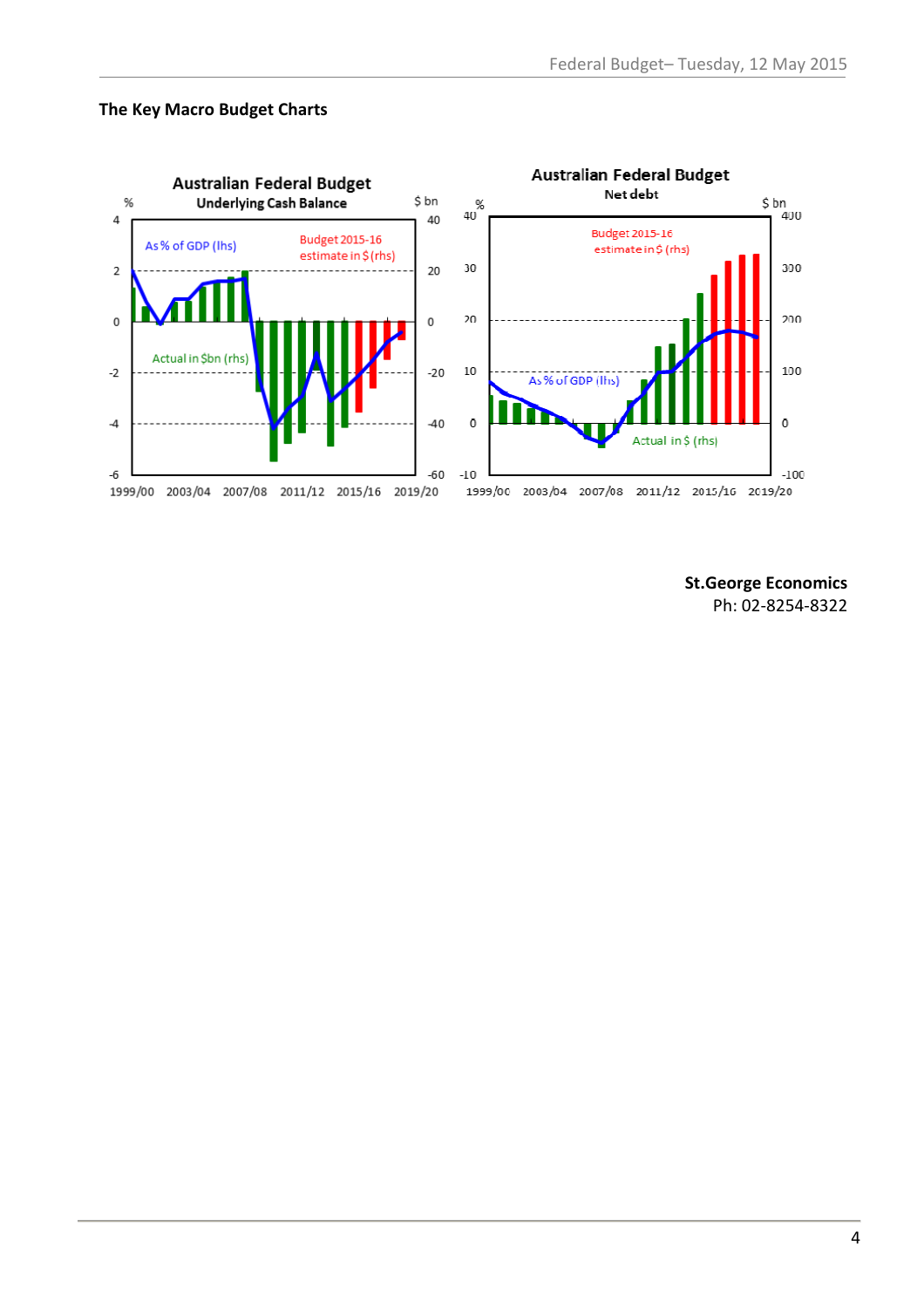## The Key Macro Budget Charts

**Australian Federal Budget**
Underlying Cash Balance

% | $ bn

As % of GDP (lhs)

Budget 2015-16 estimate in $ (rhs)

Actual in $bn (rhs)

1999/00 2003/04 2007/08 2011/12 2015/16 2019/20

**Australian Federal Budget**
Net debt

% | $ bn

Budget 2015-16 estimate in $ (rhs)

As % of GDP (lhs)

Actual in $ (rhs)

1999/00 2003/04 2007/08 2011/12 2015/16 2019/20

**St.George Economics**
Ph: 02-8254-8322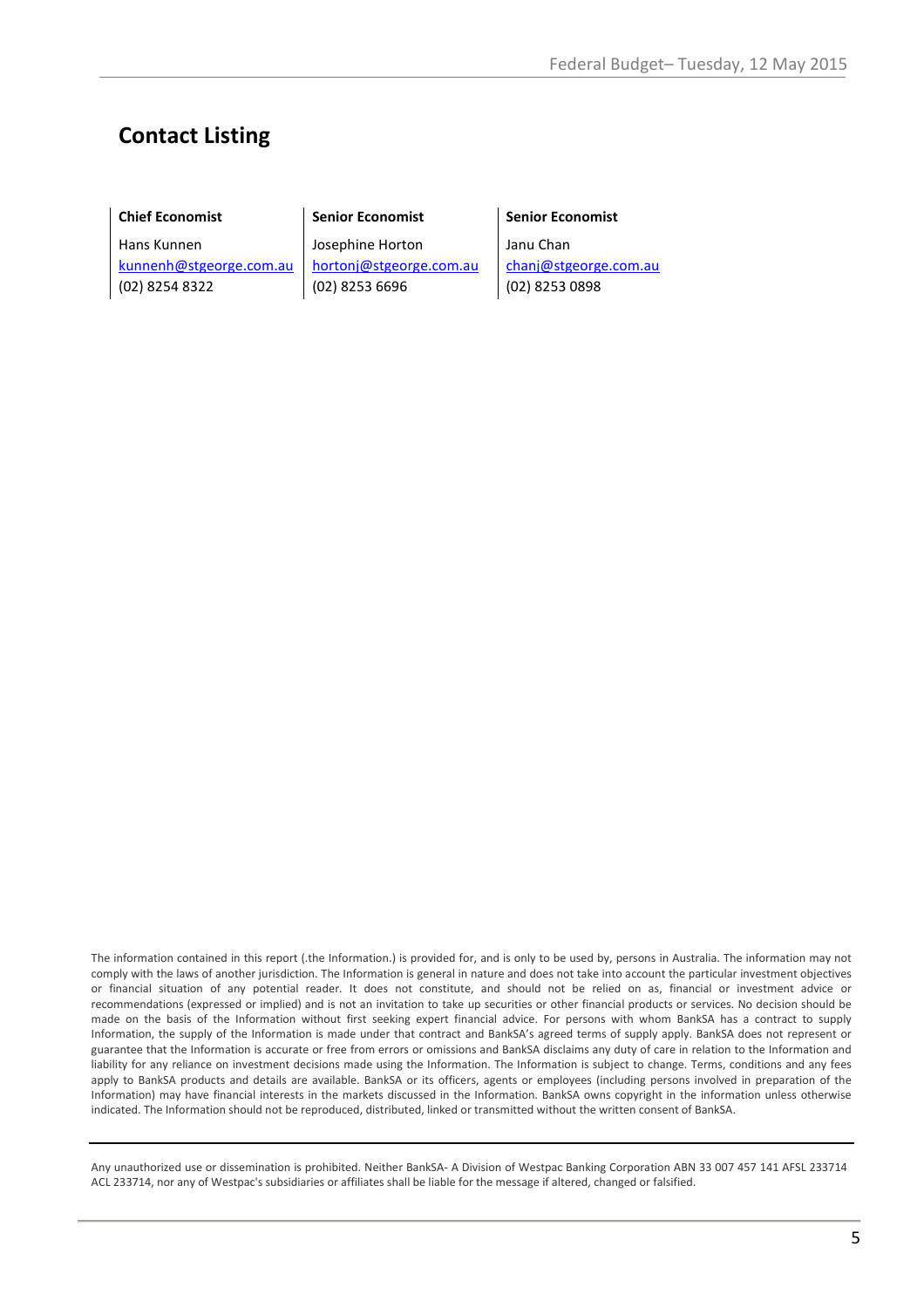## Contact Listing

| Chief Economist | Senior Economist | Senior Economist |
| --- | --- | --- |
| Hans Kunnen | Josephine Horton | Janu Chan |
| kunnenh@stgeorge.com.au | hortonj@stgeorge.com.au | chanj@stgeorge.com.au |
| (02) 8254 8322 | (02) 8253 6696 | (02) 8253 0898 |

The information contained in this report (.the Information.) is provided for, and is only to be used by, persons in Australia. The information may not comply with the laws of another jurisdiction. The Information is general in nature and does not take into account the particular investment objectives or financial situation of any potential reader. It does not constitute, and should not be relied on as, financial or investment advice or recommendations (expressed or implied) and is not an invitation to take up securities or other financial products or services. No decision should be made on the basis of the Information without first seeking expert financial advice. For persons with whom BankSA has a contract to supply Information, the supply of the Information is made under that contract and BankSA's agreed terms of supply apply. BankSA does not represent or guarantee that the Information is accurate or free from errors or omissions and BankSA disclaims any duty of care in relation to the Information and liability for any reliance on investment decisions made using the Information. The Information is subject to change. Terms, conditions and any fees apply to BankSA products and details are available. BankSA or its officers, agents or employees (including persons involved in preparation of the Information) may have financial interests in the markets discussed in the Information. BankSA owns copyright in the information unless otherwise indicated. The Information should not be reproduced, distributed, linked or transmitted without the written consent of BankSA.

---

Any unauthorized use or dissemination is prohibited. Neither BankSA- A Division of Westpac Banking Corporation ABN 33 007 457 141 AFSL 233714 ACL 233714, nor any of Westpac's subsidiaries or affiliates shall be liable for the message if altered, changed or falsified.